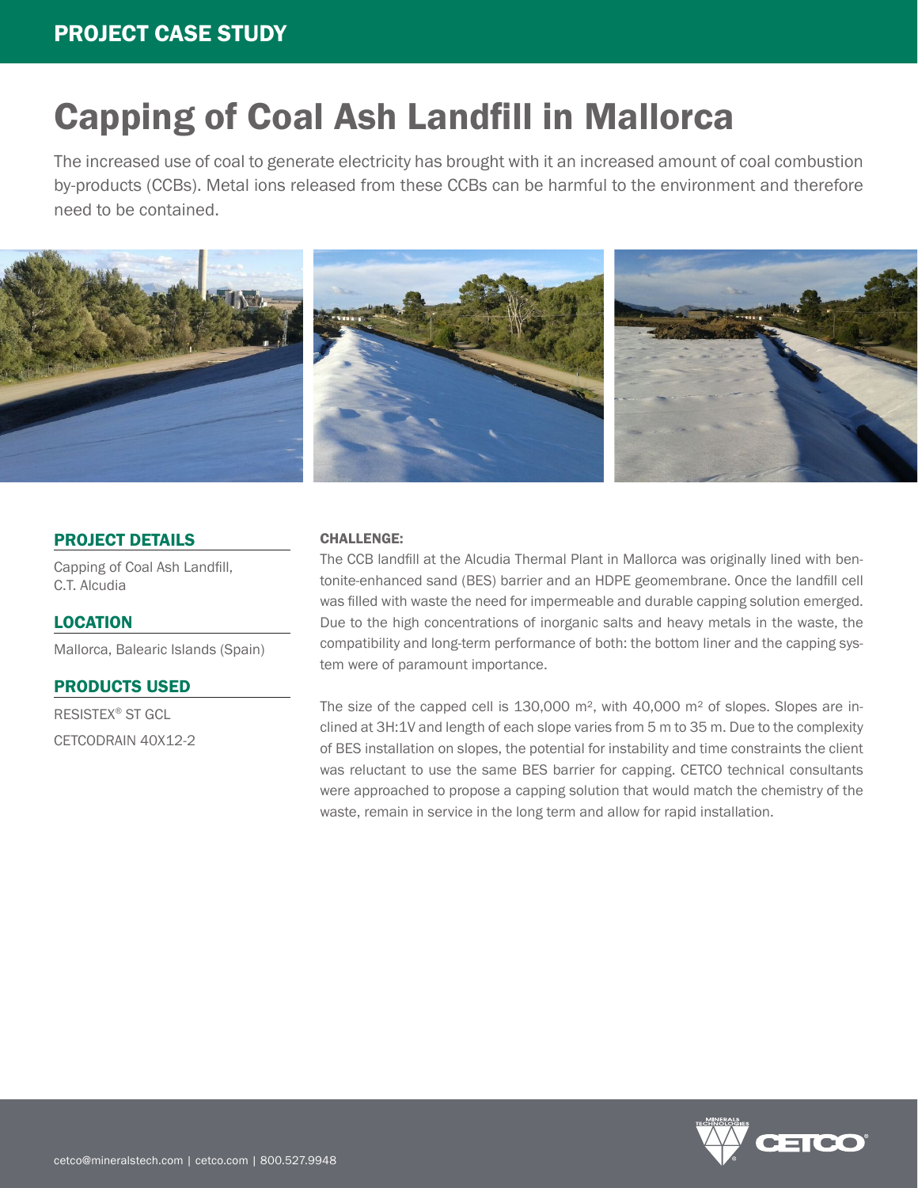PROJECT CASE STUDY

# Capping of Coal Ash Landfill in Mallorca

The increased use of coal to generate electricity has brought with it an increased amount of coal combustion by-products (CCBs). Metal ions released from these CCBs can be harmful to the environment and therefore need to be contained.

## PROJECT DETAILS

Capping of Coal Ash Landfill, C.T. Alcudia

## LOCATION

Mallorca, Balearic Islands (Spain)

## PRODUCTS USED

RESISTEX® ST GCL

CETCODRAIN 40X12-2

### CHALLENGE:

The CCB landfill at the Alcudia Thermal Plant in Mallorca was originally lined with bentonite-enhanced sand (BES) barrier and an HDPE geomembrane. Once the landfill cell was filled with waste the need for impermeable and durable capping solution emerged. Due to the high concentrations of inorganic salts and heavy metals in the waste, the compatibility and long-term performance of both: the bottom liner and the capping system were of paramount importance.

The size of the capped cell is 130,000 m², with 40,000 m² of slopes. Slopes are inclined at 3H:1V and length of each slope varies from 5 m to 35 m. Due to the complexity of BES installation on slopes, the potential for instability and time constraints the client was reluctant to use the same BES barrier for capping. CETCO technical consultants were approached to propose a capping solution that would match the chemistry of the waste, remain in service in the long term and allow for rapid installation.

cetco@mineralstech.com | cetco.com | 800.527.9948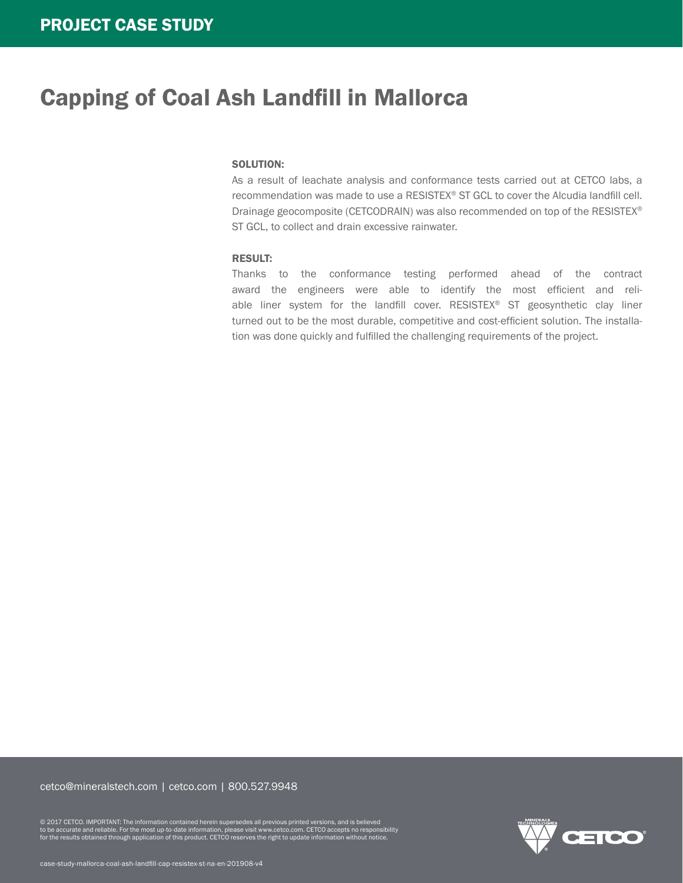PROJECT CASE STUDY

# Capping of Coal Ash Landfill in Mallorca

### SOLUTION:

As a result of leachate analysis and conformance tests carried out at CETCO labs, a recommendation was made to use a RESISTEX® ST GCL to cover the Alcudia landfill cell. Drainage geocomposite (CETCODRAIN) was also recommended on top of the RESISTEX® ST GCL, to collect and drain excessive rainwater.

### RESULT:

Thanks to the conformance testing performed ahead of the contract award the engineers were able to identify the most efficient and reliable liner system for the landfill cover. RESISTEX® ST geosynthetic clay liner turned out to be the most durable, competitive and cost-efficient solution. The installation was done quickly and fulfilled the challenging requirements of the project.

cetco@mineralstech.com | cetco.com | 800.527.9948

© 2017 CETCO. IMPORTANT: The information contained herein supersedes all previous printed versions, and is believed to be accurate and reliable. For the most up-to-date information, please visit www.cetco.com. CETCO accepts no responsibility for the results obtained through application of this product. CETCO reserves the right to update information without notice.

case-study-mallorca-coal-ash-landfill-cap-resistex-st-na-en-201908-v4